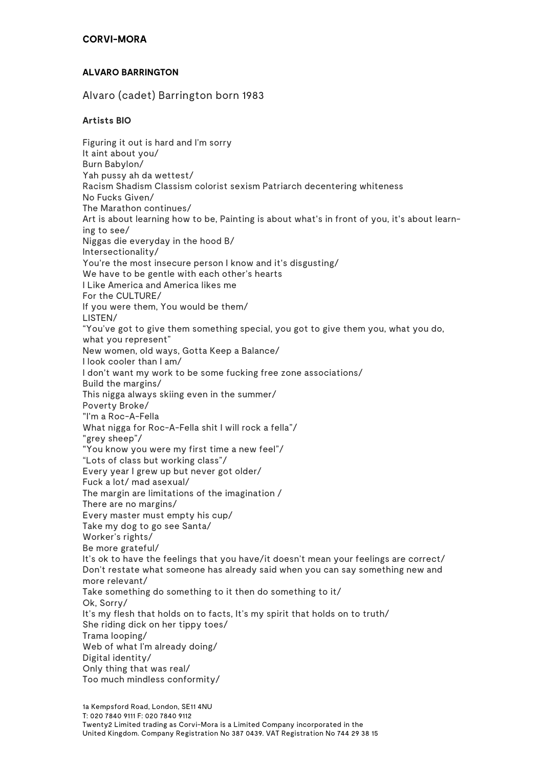**CORVI-MORA**

**ALVARO BARRINGTON**

Alvaro (cadet) Barrington born 1983

**Artists BIO**

Figuring it out is hard and I'm sorry
It aint about you/
Burn Babylon/
Yah pussy ah da wettest/
Racism Shadism Classism colorist sexism Patriarch decentering whiteness
No Fucks Given/
The Marathon continues/
Art is about learning how to be, Painting is about what's in front of you, it's about learning to see/
Niggas die everyday in the hood B/
Intersectionality/
You're the most insecure person I know and it's disgusting/
We have to be gentle with each other's hearts
I Like America and America likes me
For the CULTURE/
If you were them, You would be them/
LISTEN/
"You've got to give them something special, you got to give them you, what you do, what you represent"
New women, old ways, Gotta Keep a Balance/
I look cooler than I am/
I don't want my work to be some fucking free zone associations/
Build the margins/
This nigga always skiing even in the summer/
Poverty Broke/
"I'm a Roc-A-Fella
What nigga for Roc-A-Fella shit I will rock a fella"/
"grey sheep"/
"You know you were my first time a new feel"/
"Lots of class but working class"/
Every year I grew up but never got older/
Fuck a lot/ mad asexual/
The margin are limitations of the imagination /
There are no margins/
Every master must empty his cup/
Take my dog to go see Santa/
Worker's rights/
Be more grateful/
It's ok to have the feelings that you have/it doesn't mean your feelings are correct/
Don't restate what someone has already said when you can say something new and more relevant/
Take something do something to it then do something to it/
Ok, Sorry/
It's my flesh that holds on to facts, It's my spirit that holds on to truth/
She riding dick on her tippy toes/
Trama looping/
Web of what I'm already doing/
Digital identity/
Only thing that was real/
Too much mindless conformity/

1a Kempsford Road, London, SE11 4NU
T: 020 7840 9111 F: 020 7840 9112
Twenty2 Limited trading as Corvi-Mora is a Limited Company incorporated in the United Kingdom. Company Registration No 387 0439. VAT Registration No 744 29 38 15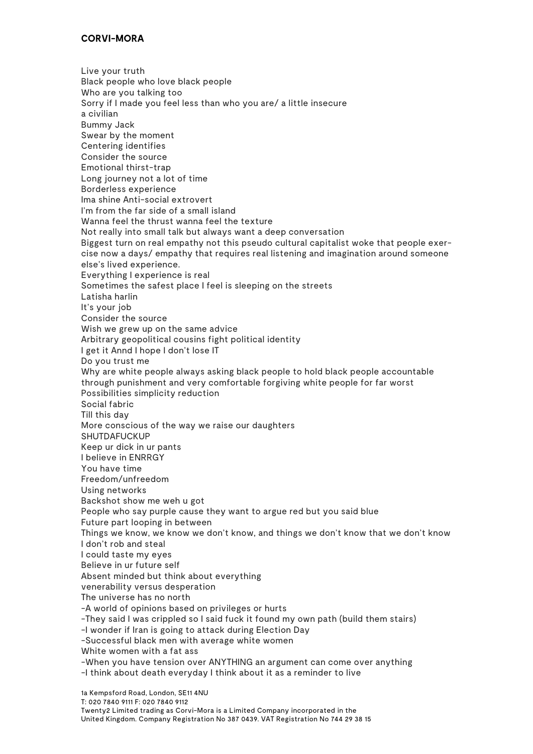Live your truth
Black people who love black people
Who are you talking too
Sorry if I made you feel less than who you are/ a little insecure
a civilian
Bummy Jack
Swear by the moment
Centering identifies
Consider the source
Emotional thirst-trap
Long journey not a lot of time
Borderless experience
Ima shine Anti-social extrovert
I'm from the far side of a small island
Wanna feel the thrust wanna feel the texture
Not really into small talk but always want a deep conversation
Biggest turn on real empathy not this pseudo cultural capitalist woke that people exercise now a days/ empathy that requires real listening and imagination around someone else's lived experience.
Everything I experience is real
Sometimes the safest place I feel is sleeping on the streets
Latisha harlin
It's your job
Consider the source
Wish we grew up on the same advice
Arbitrary geopolitical cousins fight political identity
I get it Annd I hope I don't lose IT
Do you trust me
Why are white people always asking black people to hold black people accountable through punishment and very comfortable forgiving white people for far worst
Possibilities simplicity reduction
Social fabric
Till this day
More conscious of the way we raise our daughters
SHUTDAFUCKUP
Keep ur dick in ur pants
I believe in ENRRGY
You have time
Freedom/unfreedom
Using networks
Backshot show me weh u got
People who say purple cause they want to argue red but you said blue
Future part looping in between
Things we know, we know we don't know, and things we don't know that we don't know
I don't rob and steal
I could taste my eyes
Believe in ur future self
Absent minded but think about everything
venerability versus desperation
The universe has no north
-A world of opinions based on privileges or hurts
-They said I was crippled so I said fuck it found my own path (build them stairs)
-I wonder if Iran is going to attack during Election Day
-Successful black men with average white women
White women with a fat ass
-When you have tension over ANYTHING an argument can come over anything
-I think about death everyday I think about it as a reminder to live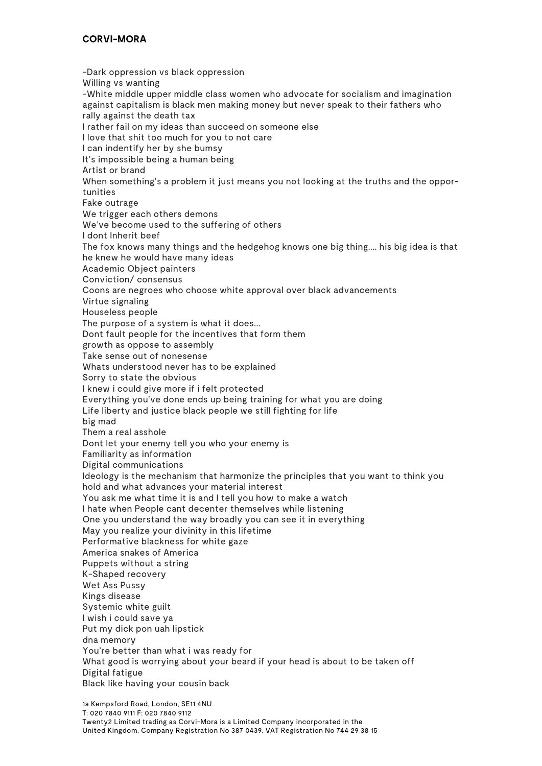-Dark oppression vs black oppression
Willing vs wanting
-White middle upper middle class women who advocate for socialism and imagination against capitalism is black men making money but never speak to their fathers who rally against the death tax
I rather fail on my ideas than succeed on someone else
I love that shit too much for you to not care
I can indentify her by she bumsy
It's impossible being a human being
Artist or brand
When something's a problem it just means you not looking at the truths and the opportunities
Fake outrage
We trigger each others demons
We've become used to the suffering of others
I dont Inherit beef
The fox knows many things and the hedgehog knows one big thing.... his big idea is that he knew he would have many ideas
Academic Object painters
Conviction/ consensus
Coons are negroes who choose white approval over black advancements
Virtue signaling
Houseless people
The purpose of a system is what it does...
Dont fault people for the incentives that form them
growth as oppose to assembly
Take sense out of nonesense
Whats understood never has to be explained
Sorry to state the obvious
I knew i could give more if i felt protected
Everything you've done ends up being training for what you are doing
Life liberty and justice black people we still fighting for life
big mad
Them a real asshole
Dont let your enemy tell you who your enemy is
Familiarity as information
Digital communications
Ideology is the mechanism that harmonize the principles that you want to think you hold and what advances your material interest
You ask me what time it is and I tell you how to make a watch
I hate when People cant decenter themselves while listening
One you understand the way broadly you can see it in everything
May you realize your divinity in this lifetime
Performative blackness for white gaze
America snakes of America
Puppets without a string
K-Shaped recovery
Wet Ass Pussy
Kings disease
Systemic white guilt
I wish i could save ya
Put my dick pon uah lipstick
dna memory
You're better than what i was ready for
What good is worrying about your beard if your head is about to be taken off
Digital fatigue
Black like having your cousin back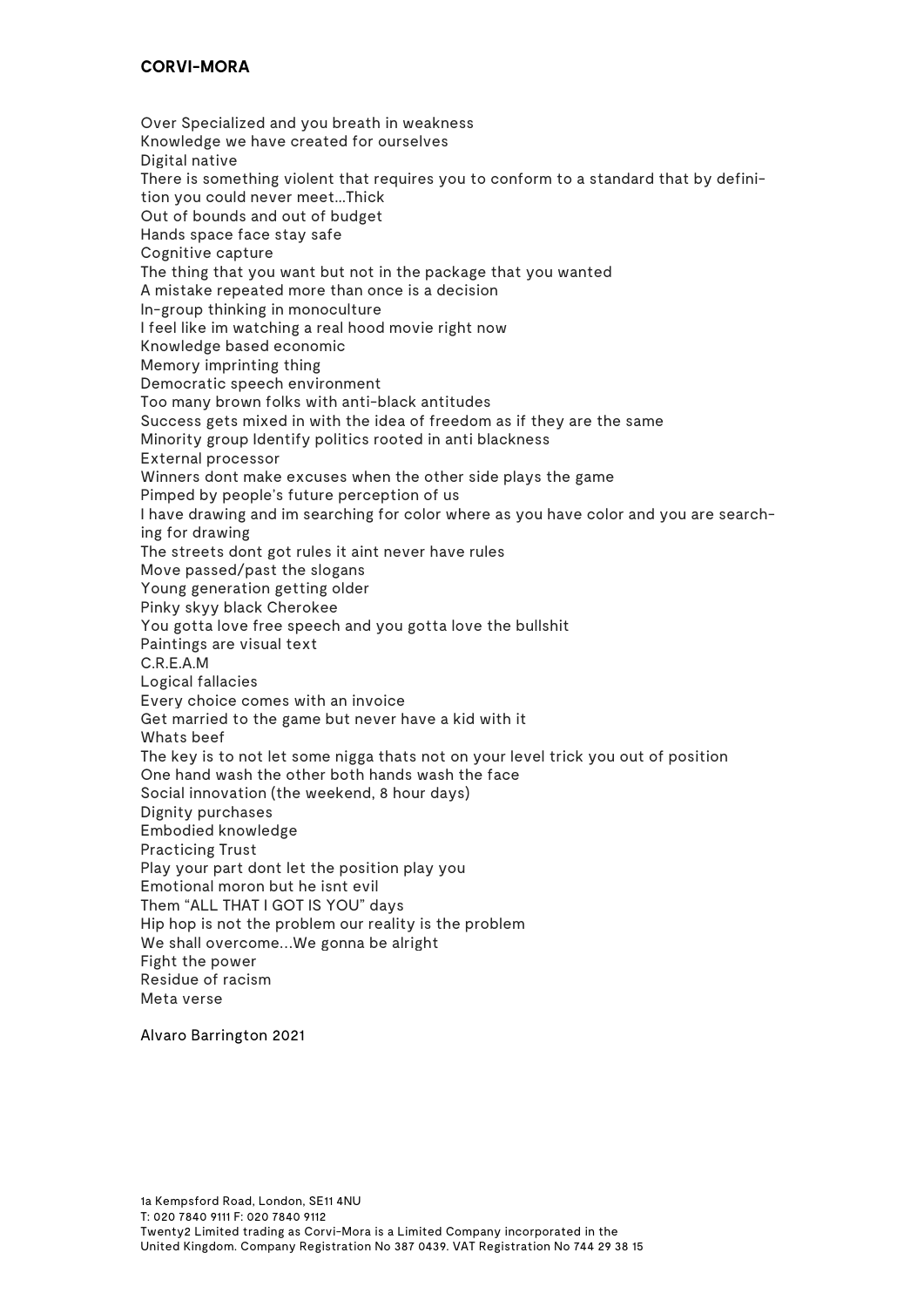Over Specialized and you breath in weakness
Knowledge we have created for ourselves
Digital native
There is something violent that requires you to conform to a standard that by definition you could never meet...Thick
Out of bounds and out of budget
Hands space face stay safe
Cognitive capture
The thing that you want but not in the package that you wanted
A mistake repeated more than once is a decision
In-group thinking in monoculture
I feel like im watching a real hood movie right now
Knowledge based economic
Memory imprinting thing
Democratic speech environment
Too many brown folks with anti-black antitudes
Success gets mixed in with the idea of freedom as if they are the same
Minority group Identify politics rooted in anti blackness
External processor
Winners dont make excuses when the other side plays the game
Pimped by people's future perception of us
I have drawing and im searching for color where as you have color and you are searching for drawing
The streets dont got rules it aint never have rules
Move passed/past the slogans
Young generation getting older
Pinky skyy black Cherokee
You gotta love free speech and you gotta love the bullshit
Paintings are visual text
C.R.E.A.M
Logical fallacies
Every choice comes with an invoice
Get married to the game but never have a kid with it
Whats beef
The key is to not let some nigga thats not on your level trick you out of position
One hand wash the other both hands wash the face
Social innovation (the weekend, 8 hour days)
Dignity purchases
Embodied knowledge
Practicing Trust
Play your part dont let the position play you
Emotional moron but he isnt evil
Them "ALL THAT I GOT IS YOU" days
Hip hop is not the problem our reality is the problem
We shall overcome...We gonna be alright
Fight the power
Residue of racism
Meta verse

Alvaro Barrington 2021